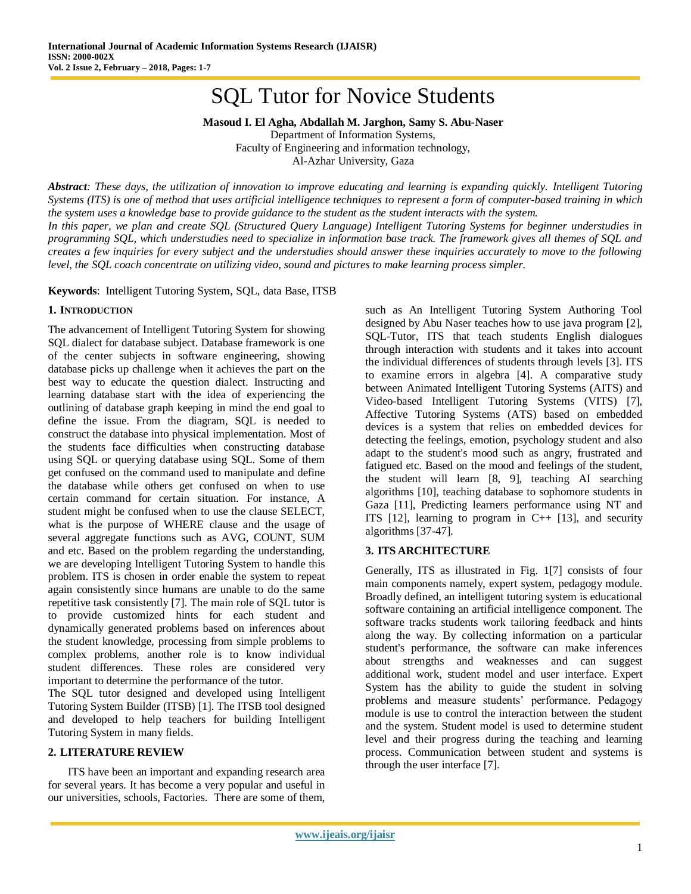# SQL Tutor for Novice Students

**Masoud I. El Agha, Abdallah M. Jarghon, Samy S. Abu-Naser**

Department of Information Systems,
Faculty of Engineering and information technology,
Al-Azhar University, Gaza

***Abstract****: These days, the utilization of innovation to improve educating and learning is expanding quickly. Intelligent Tutoring Systems (ITS) is one of method that uses artificial intelligence techniques to represent a form of computer-based training in which the system uses a knowledge base to provide guidance to the student as the student interacts with the system.*

*In this paper, we plan and create SQL (Structured Query Language) Intelligent Tutoring Systems for beginner understudies in programming SQL, which understudies need to specialize in information base track. The framework gives all themes of SQL and creates a few inquiries for every subject and the understudies should answer these inquiries accurately to move to the following level, the SQL coach concentrate on utilizing video, sound and pictures to make learning process simpler.*

**Keywords**: Intelligent Tutoring System, SQL, data Base, ITSB

## 1. Introduction

The advancement of Intelligent Tutoring System for showing SQL dialect for database subject. Database framework is one of the center subjects in software engineering, showing database picks up challenge when it achieves the part on the best way to educate the question dialect. Instructing and learning database start with the idea of experiencing the outlining of database graph keeping in mind the end goal to define the issue. From the diagram, SQL is needed to construct the database into physical implementation. Most of the students face difficulties when constructing database using SQL or querying database using SQL. Some of them get confused on the command used to manipulate and define the database while others get confused on when to use certain command for certain situation. For instance, A student might be confused when to use the clause SELECT, what is the purpose of WHERE clause and the usage of several aggregate functions such as AVG, COUNT, SUM and etc. Based on the problem regarding the understanding, we are developing Intelligent Tutoring System to handle this problem. ITS is chosen in order enable the system to repeat again consistently since humans are unable to do the same repetitive task consistently [7]. The main role of SQL tutor is to provide customized hints for each student and dynamically generated problems based on inferences about the student knowledge, processing from simple problems to complex problems, another role is to know individual student differences. These roles are considered very important to determine the performance of the tutor.

The SQL tutor designed and developed using Intelligent Tutoring System Builder (ITSB) [1]. The ITSB tool designed and developed to help teachers for building Intelligent Tutoring System in many fields.

## 2. LITERATURE REVIEW

ITS have been an important and expanding research area for several years. It has become a very popular and useful in our universities, schools, Factories. There are some of them, such as An Intelligent Tutoring System Authoring Tool designed by Abu Naser teaches how to use java program [2], SQL-Tutor, ITS that teach students English dialogues through interaction with students and it takes into account the individual differences of students through levels [3]. ITS to examine errors in algebra [4]. A comparative study between Animated Intelligent Tutoring Systems (AITS) and Video-based Intelligent Tutoring Systems (VITS) [7], Affective Tutoring Systems (ATS) based on embedded devices is a system that relies on embedded devices for detecting the feelings, emotion, psychology student and also adapt to the student's mood such as angry, frustrated and fatigued etc. Based on the mood and feelings of the student, the student will learn [8, 9], teaching AI searching algorithms [10], teaching database to sophomore students in Gaza [11], Predicting learners performance using NT and ITS [12], learning to program in C++ [13], and security algorithms [37-47].

## 3. ITS ARCHITECTURE

Generally, ITS as illustrated in Fig. 1[7] consists of four main components namely, expert system, pedagogy module. Broadly defined, an intelligent tutoring system is educational software containing an artificial intelligence component. The software tracks students work tailoring feedback and hints along the way. By collecting information on a particular student's performance, the software can make inferences about strengths and weaknesses and can suggest additional work, student model and user interface. Expert System has the ability to guide the student in solving problems and measure students' performance. Pedagogy module is use to control the interaction between the student and the system. Student model is used to determine student level and their progress during the teaching and learning process. Communication between student and systems is through the user interface [7].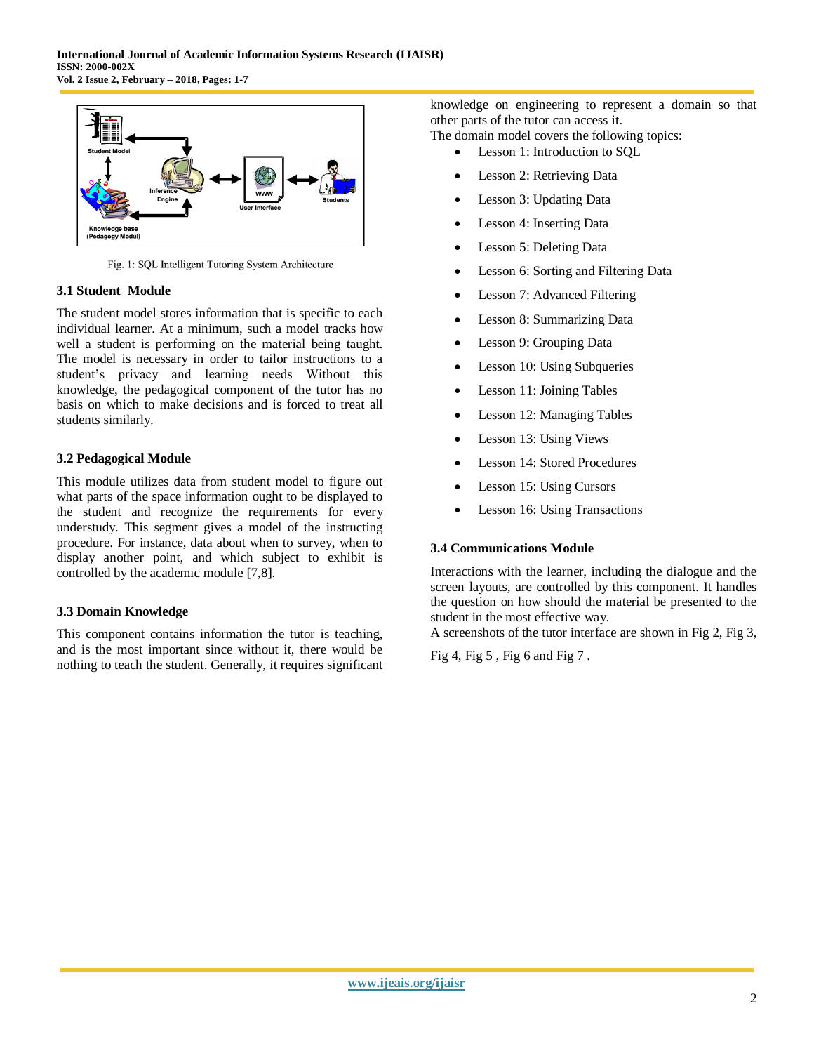Fig. 1: SQL Intelligent Tutoring System Architecture

### 3.1 Student Module

The student model stores information that is specific to each individual learner. At a minimum, such a model tracks how well a student is performing on the material being taught. The model is necessary in order to tailor instructions to a student's privacy and learning needs Without this knowledge, the pedagogical component of the tutor has no basis on which to make decisions and is forced to treat all students similarly.

### 3.2 Pedagogical Module

This module utilizes data from student model to figure out what parts of the space information ought to be displayed to the student and recognize the requirements for every understudy. This segment gives a model of the instructing procedure. For instance, data about when to survey, when to display another point, and which subject to exhibit is controlled by the academic module [7,8].

### 3.3 Domain Knowledge

This component contains information the tutor is teaching, and is the most important since without it, there would be nothing to teach the student. Generally, it requires significant knowledge on engineering to represent a domain so that other parts of the tutor can access it.

The domain model covers the following topics:

- Lesson 1: Introduction to SQL
- Lesson 2: Retrieving Data
- Lesson 3: Updating Data
- Lesson 4: Inserting Data
- Lesson 5: Deleting Data
- Lesson 6: Sorting and Filtering Data
- Lesson 7: Advanced Filtering
- Lesson 8: Summarizing Data
- Lesson 9: Grouping Data
- Lesson 10: Using Subqueries
- Lesson 11: Joining Tables
- Lesson 12: Managing Tables
- Lesson 13: Using Views
- Lesson 14: Stored Procedures
- Lesson 15: Using Cursors
- Lesson 16: Using Transactions

### 3.4 Communications Module

Interactions with the learner, including the dialogue and the screen layouts, are controlled by this component. It handles the question on how should the material be presented to the student in the most effective way.

A screenshots of the tutor interface are shown in Fig 2, Fig 3, Fig 4, Fig 5 , Fig 6 and Fig 7 .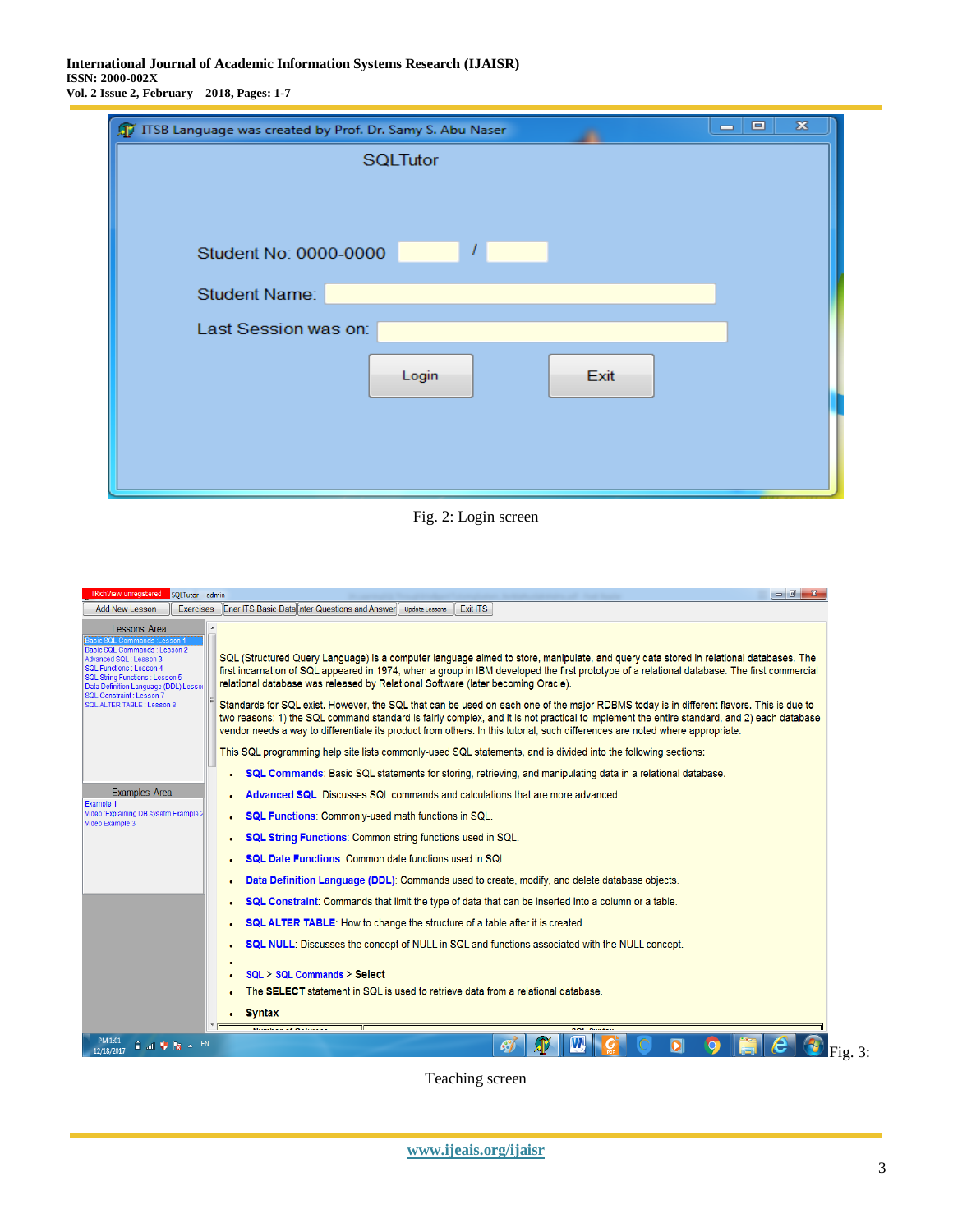Fig. 2: Login screen

Fig. 3: Teaching screen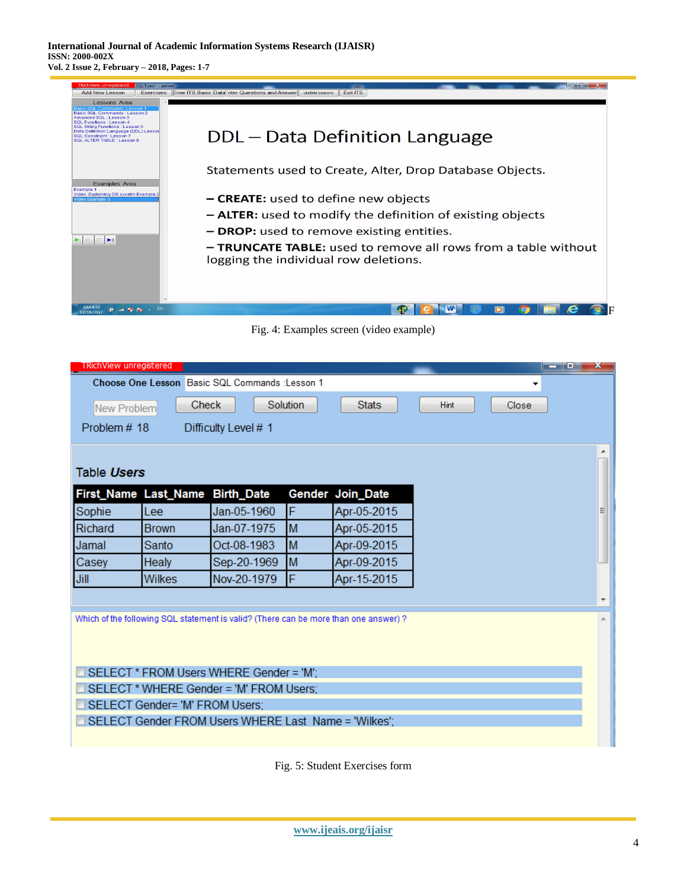Fig. 4: Examples screen (video example)

Fig. 5: Student Exercises form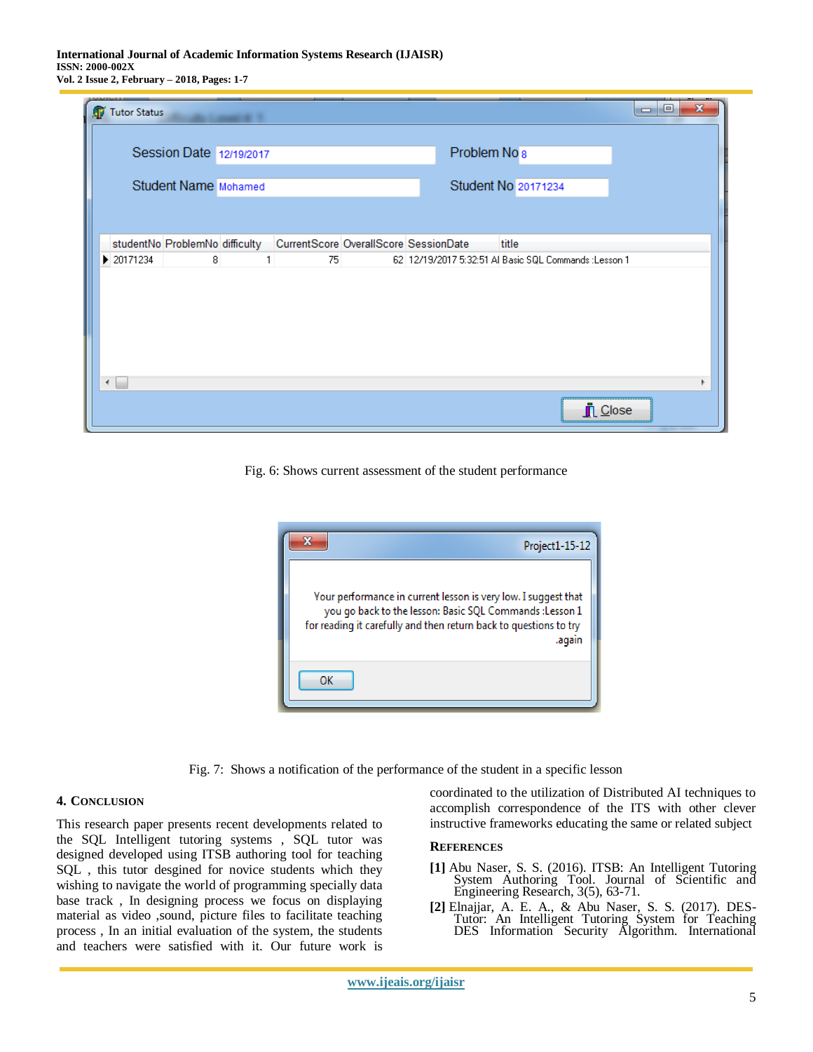Fig. 6: Shows current assessment of the student performance

Fig. 7: Shows a notification of the performance of the student in a specific lesson

## 4. Conclusion

This research paper presents recent developments related to the SQL Intelligent tutoring systems , SQL tutor was designed developed using ITSB authoring tool for teaching SQL , this tutor desgined for novice students which they wishing to navigate the world of programming specially data base track , In designing process we focus on displaying material as video ,sound, picture files to facilitate teaching process , In an initial evaluation of the system, the students and teachers were satisfied with it. Our future work is coordinated to the utilization of Distributed AI techniques to accomplish correspondence of the ITS with other clever instructive frameworks educating the same or related subject

## References

**[1]** Abu Naser, S. S. (2016). ITSB: An Intelligent Tutoring System Authoring Tool. Journal of Scientific and Engineering Research, 3(5), 63-71.

**[2]** Elnajjar, A. E. A., & Abu Naser, S. S. (2017). DES-Tutor: An Intelligent Tutoring System for Teaching DES Information Security Algorithm. International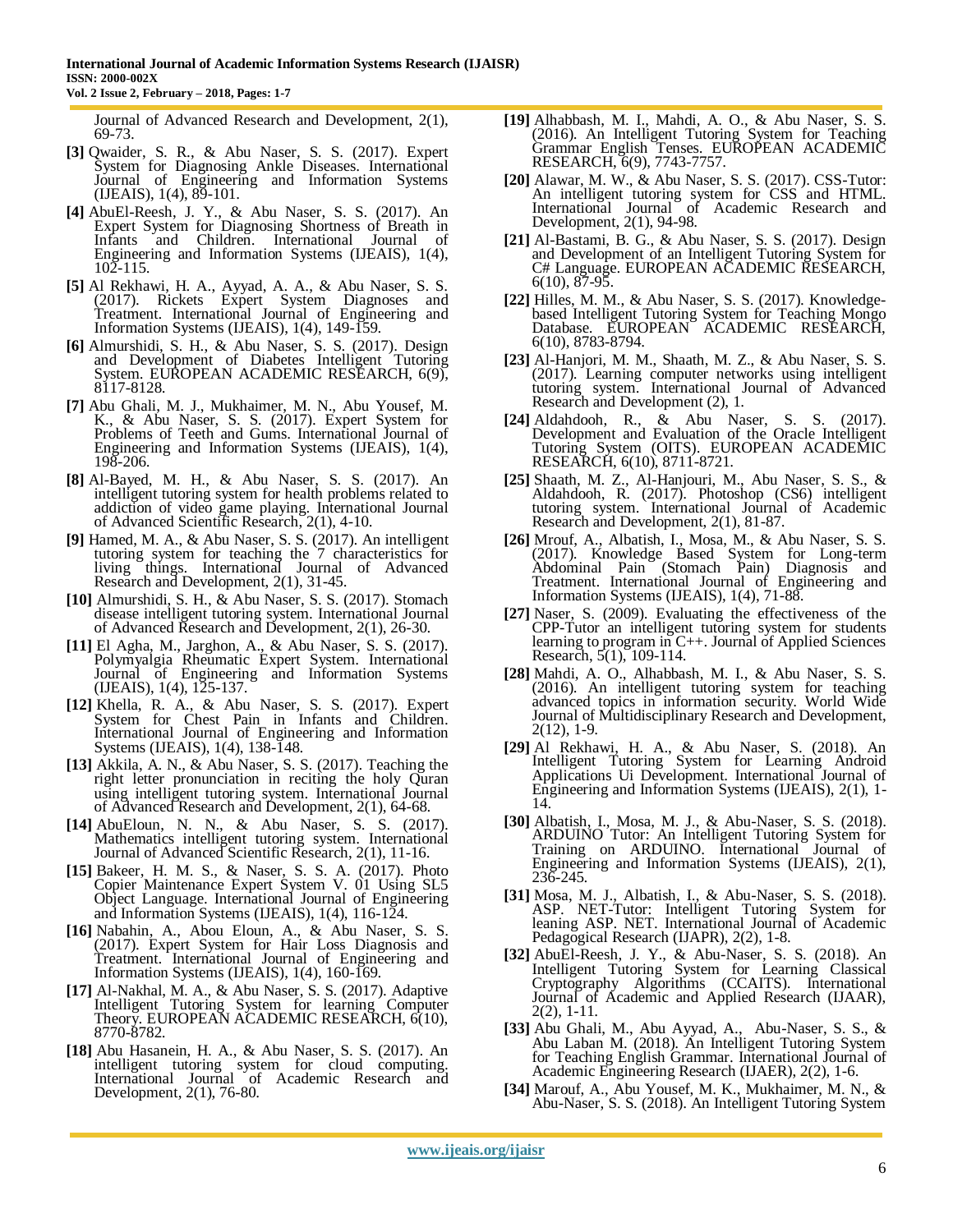Journal of Advanced Research and Development, 2(1), 69-73.

**[3]** Qwaider, S. R., & Abu Naser, S. S. (2017). Expert System for Diagnosing Ankle Diseases. International Journal of Engineering and Information Systems (IJEAIS), 1(4), 89-101.

**[4]** AbuEl-Reesh, J. Y., & Abu Naser, S. S. (2017). An Expert System for Diagnosing Shortness of Breath in Infants and Children. International Journal of Engineering and Information Systems (IJEAIS), 1(4), 102-115.

**[5]** Al Rekhawi, H. A., Ayyad, A. A., & Abu Naser, S. S. (2017). Rickets Expert System Diagnoses and Treatment. International Journal of Engineering and Information Systems (IJEAIS), 1(4), 149-159.

**[6]** Almurshidi, S. H., & Abu Naser, S. S. (2017). Design and Development of Diabetes Intelligent Tutoring System. EUROPEAN ACADEMIC RESEARCH, 6(9), 8117-8128.

**[7]** Abu Ghali, M. J., Mukhaimer, M. N., Abu Yousef, M. K., & Abu Naser, S. S. (2017). Expert System for Problems of Teeth and Gums. International Journal of Engineering and Information Systems (IJEAIS), 1(4), 198-206.

**[8]** Al-Bayed, M. H., & Abu Naser, S. S. (2017). An intelligent tutoring system for health problems related to addiction of video game playing. International Journal of Advanced Scientific Research, 2(1), 4-10.

**[9]** Hamed, M. A., & Abu Naser, S. S. (2017). An intelligent tutoring system for teaching the 7 characteristics for living things. International Journal of Advanced Research and Development, 2(1), 31-45.

**[10]** Almurshidi, S. H., & Abu Naser, S. S. (2017). Stomach disease intelligent tutoring system. International Journal of Advanced Research and Development, 2(1), 26-30.

**[11]** El Agha, M., Jarghon, A., & Abu Naser, S. S. (2017). Polymyalgia Rheumatic Expert System. International Journal of Engineering and Information Systems (IJEAIS), 1(4), 125-137.

**[12]** Khella, R. A., & Abu Naser, S. S. (2017). Expert System for Chest Pain in Infants and Children. International Journal of Engineering and Information Systems (IJEAIS), 1(4), 138-148.

**[13]** Akkila, A. N., & Abu Naser, S. S. (2017). Teaching the right letter pronunciation in reciting the holy Quran using intelligent tutoring system. International Journal of Advanced Research and Development, 2(1), 64-68.

**[14]** AbuEloun, N. N., & Abu Naser, S. S. (2017). Mathematics intelligent tutoring system. International Journal of Advanced Scientific Research, 2(1), 11-16.

**[15]** Bakeer, H. M. S., & Naser, S. S. A. (2017). Photo Copier Maintenance Expert System V. 01 Using SL5 Object Language. International Journal of Engineering and Information Systems (IJEAIS), 1(4), 116-124.

**[16]** Nabahin, A., Abou Eloun, A., & Abu Naser, S. S. (2017). Expert System for Hair Loss Diagnosis and Treatment. International Journal of Engineering and Information Systems (IJEAIS), 1(4), 160-169.

**[17]** Al-Nakhal, M. A., & Abu Naser, S. S. (2017). Adaptive Intelligent Tutoring System for learning Computer Theory. EUROPEAN ACADEMIC RESEARCH, 6(10), 8770-8782.

**[18]** Abu Hasanein, H. A., & Abu Naser, S. S. (2017). An intelligent tutoring system for cloud computing. International Journal of Academic Research and Development, 2(1), 76-80.

**[19]** Alhabbash, M. I., Mahdi, A. O., & Abu Naser, S. S. (2016). An Intelligent Tutoring System for Teaching Grammar English Tenses. EUROPEAN ACADEMIC RESEARCH, 6(9), 7743-7757.

**[20]** Alawar, M. W., & Abu Naser, S. S. (2017). CSS-Tutor: An intelligent tutoring system for CSS and HTML. International Journal of Academic Research and Development, 2(1), 94-98.

**[21]** Al-Bastami, B. G., & Abu Naser, S. S. (2017). Design and Development of an Intelligent Tutoring System for C# Language. EUROPEAN ACADEMIC RESEARCH, 6(10), 87-95.

**[22]** Hilles, M. M., & Abu Naser, S. S. (2017). Knowledge-based Intelligent Tutoring System for Teaching Mongo Database. EUROPEAN ACADEMIC RESEARCH, 6(10), 8783-8794.

**[23]** Al-Hanjori, M. M., Shaath, M. Z., & Abu Naser, S. S. (2017). Learning computer networks using intelligent tutoring system. International Journal of Advanced Research and Development (2), 1.

**[24]** Aldahdooh, R., & Abu Naser, S. S. (2017). Development and Evaluation of the Oracle Intelligent Tutoring System (OITS). EUROPEAN ACADEMIC RESEARCH, 6(10), 8711-8721.

**[25]** Shaath, M. Z., Al-Hanjouri, M., Abu Naser, S. S., & Aldahdooh, R. (2017). Photoshop (CS6) intelligent tutoring system. International Journal of Academic Research and Development, 2(1), 81-87.

**[26]** Mrouf, A., Albatish, I., Mosa, M., & Abu Naser, S. S. (2017). Knowledge Based System for Long-term Abdominal Pain (Stomach Pain) Diagnosis and Treatment. International Journal of Engineering and Information Systems (IJEAIS), 1(4), 71-88.

**[27]** Naser, S. (2009). Evaluating the effectiveness of the CPP-Tutor an intelligent tutoring system for students learning to program in C++. Journal of Applied Sciences Research, 5(1), 109-114.

**[28]** Mahdi, A. O., Alhabbash, M. I., & Abu Naser, S. S. (2016). An intelligent tutoring system for teaching advanced topics in information security. World Wide Journal of Multidisciplinary Research and Development, 2(12), 1-9.

**[29]** Al Rekhawi, H. A., & Abu Naser, S. (2018). An Intelligent Tutoring System for Learning Android Applications Ui Development. International Journal of Engineering and Information Systems (IJEAIS), 2(1), 1-14.

**[30]** Albatish, I., Mosa, M. J., & Abu-Naser, S. S. (2018). ARDUINO Tutor: An Intelligent Tutoring System for Training on ARDUINO. International Journal of Engineering and Information Systems (IJEAIS), 2(1), 236-245.

**[31]** Mosa, M. J., Albatish, I., & Abu-Naser, S. S. (2018). ASP. NET-Tutor: Intelligent Tutoring System for leaning ASP. NET. International Journal of Academic Pedagogical Research (IJAPR), 2(2), 1-8.

**[32]** AbuEl-Reesh, J. Y., & Abu-Naser, S. S. (2018). An Intelligent Tutoring System for Learning Classical Cryptography Algorithms (CCAITS). International Journal of Academic and Applied Research (IJAAR), 2(2), 1-11.

**[33]** Abu Ghali, M., Abu Ayyad, A., Abu-Naser, S. S., & Abu Laban M. (2018). An Intelligent Tutoring System for Teaching English Grammar. International Journal of Academic Engineering Research (IJAER), 2(2), 1-6.

**[34]** Marouf, A., Abu Yousef, M. K., Mukhaimer, M. N., & Abu-Naser, S. S. (2018). An Intelligent Tutoring System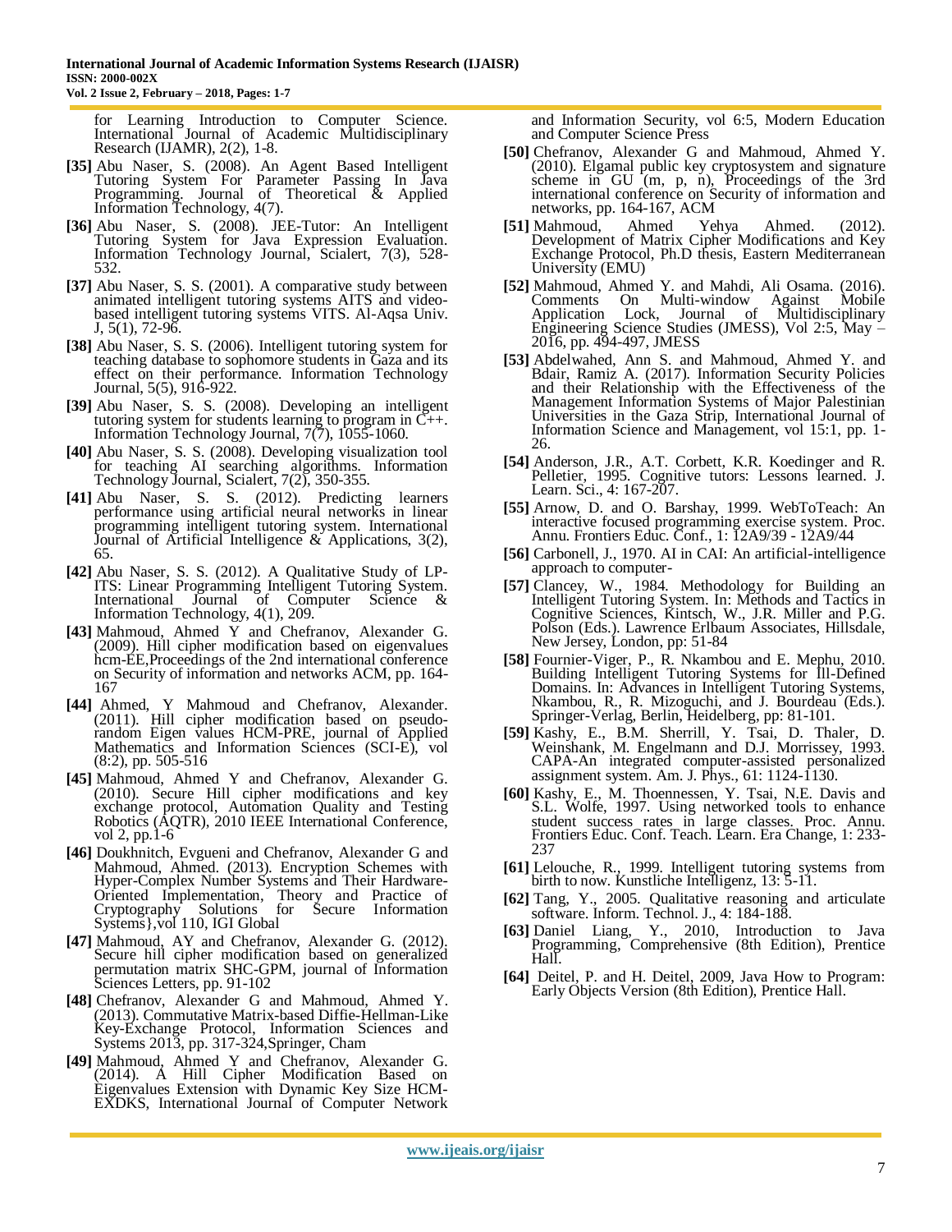for Learning Introduction to Computer Science. International Journal of Academic Multidisciplinary Research (IJAMR), 2(2), 1-8.

**[35]** Abu Naser, S. (2008). An Agent Based Intelligent Tutoring System For Parameter Passing In Java Programming. Journal of Theoretical & Applied Information Technology, 4(7).

**[36]** Abu Naser, S. (2008). JEE-Tutor: An Intelligent Tutoring System for Java Expression Evaluation. Information Technology Journal, Scialert, 7(3), 528-532.

**[37]** Abu Naser, S. S. (2001). A comparative study between animated intelligent tutoring systems AITS and video-based intelligent tutoring systems VITS. Al-Aqsa Univ. J, 5(1), 72-96.

**[38]** Abu Naser, S. S. (2006). Intelligent tutoring system for teaching database to sophomore students in Gaza and its effect on their performance. Information Technology Journal, 5(5), 916-922.

**[39]** Abu Naser, S. S. (2008). Developing an intelligent tutoring system for students learning to program in C++. Information Technology Journal, 7(7), 1055-1060.

**[40]** Abu Naser, S. S. (2008). Developing visualization tool for teaching AI searching algorithms. Information Technology Journal, Scialert, 7(2), 350-355.

**[41]** Abu Naser, S. S. (2012). Predicting learners performance using artificial neural networks in linear programming intelligent tutoring system. International Journal of Artificial Intelligence & Applications, 3(2), 65.

**[42]** Abu Naser, S. S. (2012). A Qualitative Study of LP-ITS: Linear Programming Intelligent Tutoring System. International Journal of Computer Science & Information Technology, 4(1), 209.

**[43]** Mahmoud, Ahmed Y and Chefranov, Alexander G. (2009). Hill cipher modification based on eigenvalues hcm-EE,Proceedings of the 2nd international conference on Security of information and networks ACM, pp. 164-167

**[44]** Ahmed, Y Mahmoud and Chefranov, Alexander. (2011). Hill cipher modification based on pseudo-random Eigen values HCM-PRE, journal of Applied Mathematics and Information Sciences (SCI-E), vol (8:2), pp. 505-516

**[45]** Mahmoud, Ahmed Y and Chefranov, Alexander G. (2010). Secure Hill cipher modifications and key exchange protocol, Automation Quality and Testing Robotics (AQTR), 2010 IEEE International Conference, vol 2, pp.1-6

**[46]** Doukhnitch, Evgueni and Chefranov, Alexander G and Mahmoud, Ahmed. (2013). Encryption Schemes with Hyper-Complex Number Systems and Their Hardware-Oriented Implementation, Theory and Practice of Cryptography Solutions for Secure Information Systems},vol 110, IGI Global

**[47]** Mahmoud, AY and Chefranov, Alexander G. (2012). Secure hill cipher modification based on generalized permutation matrix SHC-GPM, journal of Information Sciences Letters, pp. 91-102

**[48]** Chefranov, Alexander G and Mahmoud, Ahmed Y. (2013). Commutative Matrix-based Diffie-Hellman-Like Key-Exchange Protocol, Information Sciences and Systems 2013, pp. 317-324,Springer, Cham

**[49]** Mahmoud, Ahmed Y and Chefranov, Alexander G. (2014). A Hill Cipher Modification Based on Eigenvalues Extension with Dynamic Key Size HCM-EXDKS, International Journal of Computer Network and Information Security, vol 6:5, Modern Education and Computer Science Press

**[50]** Chefranov, Alexander G and Mahmoud, Ahmed Y. (2010). Elgamal public key cryptosystem and signature scheme in GU (m, p, n), Proceedings of the 3rd international conference on Security of information and networks, pp. 164-167, ACM

**[51]** Mahmoud, Ahmed Yehya Ahmed. (2012). Development of Matrix Cipher Modifications and Key Exchange Protocol, Ph.D thesis, Eastern Mediterranean University (EMU)

**[52]** Mahmoud, Ahmed Y. and Mahdi, Ali Osama. (2016). Comments On Multi-window Against Mobile Application Lock, Journal of Multidisciplinary Engineering Science Studies (JMESS), Vol 2:5, May – 2016, pp. 494-497, JMESS

**[53]** Abdelwahed, Ann S. and Mahmoud, Ahmed Y. and Bdair, Ramiz A. (2017). Information Security Policies and their Relationship with the Effectiveness of the Management Information Systems of Major Palestinian Universities in the Gaza Strip, International Journal of Information Science and Management, vol 15:1, pp. 1-26.

**[54]** Anderson, J.R., A.T. Corbett, K.R. Koedinger and R. Pelletier, 1995. Cognitive tutors: Lessons learned. J. Learn. Sci., 4: 167-207.

**[55]** Arnow, D. and O. Barshay, 1999. WebToTeach: An interactive focused programming exercise system. Proc. Annu. Frontiers Educ. Conf., 1: 12A9/39 - 12A9/44

**[56]** Carbonell, J., 1970. AI in CAI: An artificial-intelligence approach to computer-

**[57]** Clancey, W., 1984. Methodology for Building an Intelligent Tutoring System. In: Methods and Tactics in Cognitive Sciences, Kintsch, W., J.R. Miller and P.G. Polson (Eds.). Lawrence Erlbaum Associates, Hillsdale, New Jersey, London, pp: 51-84

**[58]** Fournier-Viger, P., R. Nkambou and E. Mephu, 2010. Building Intelligent Tutoring Systems for Ill-Defined Domains. In: Advances in Intelligent Tutoring Systems, Nkambou, R., R. Mizoguchi, and J. Bourdeau (Eds.). Springer-Verlag, Berlin, Heidelberg, pp: 81-101.

**[59]** Kashy, E., B.M. Sherrill, Y. Tsai, D. Thaler, D. Weinshank, M. Engelmann and D.J. Morrissey, 1993. CAPA-An integrated computer-assisted personalized assignment system. Am. J. Phys., 61: 1124-1130.

**[60]** Kashy, E., M. Thoennessen, Y. Tsai, N.E. Davis and S.L. Wolfe, 1997. Using networked tools to enhance student success rates in large classes. Proc. Annu. Frontiers Educ. Conf. Teach. Learn. Era Change, 1: 233-237

**[61]** Lelouche, R., 1999. Intelligent tutoring systems from birth to now. Kunstliche Intelligenz, 13: 5-11.

**[62]** Tang, Y., 2005. Qualitative reasoning and articulate software. Inform. Technol. J., 4: 184-188.

**[63]** Daniel Liang, Y., 2010, Introduction to Java Programming, Comprehensive (8th Edition), Prentice Hall.

**[64]** Deitel, P. and H. Deitel, 2009, Java How to Program: Early Objects Version (8th Edition), Prentice Hall.